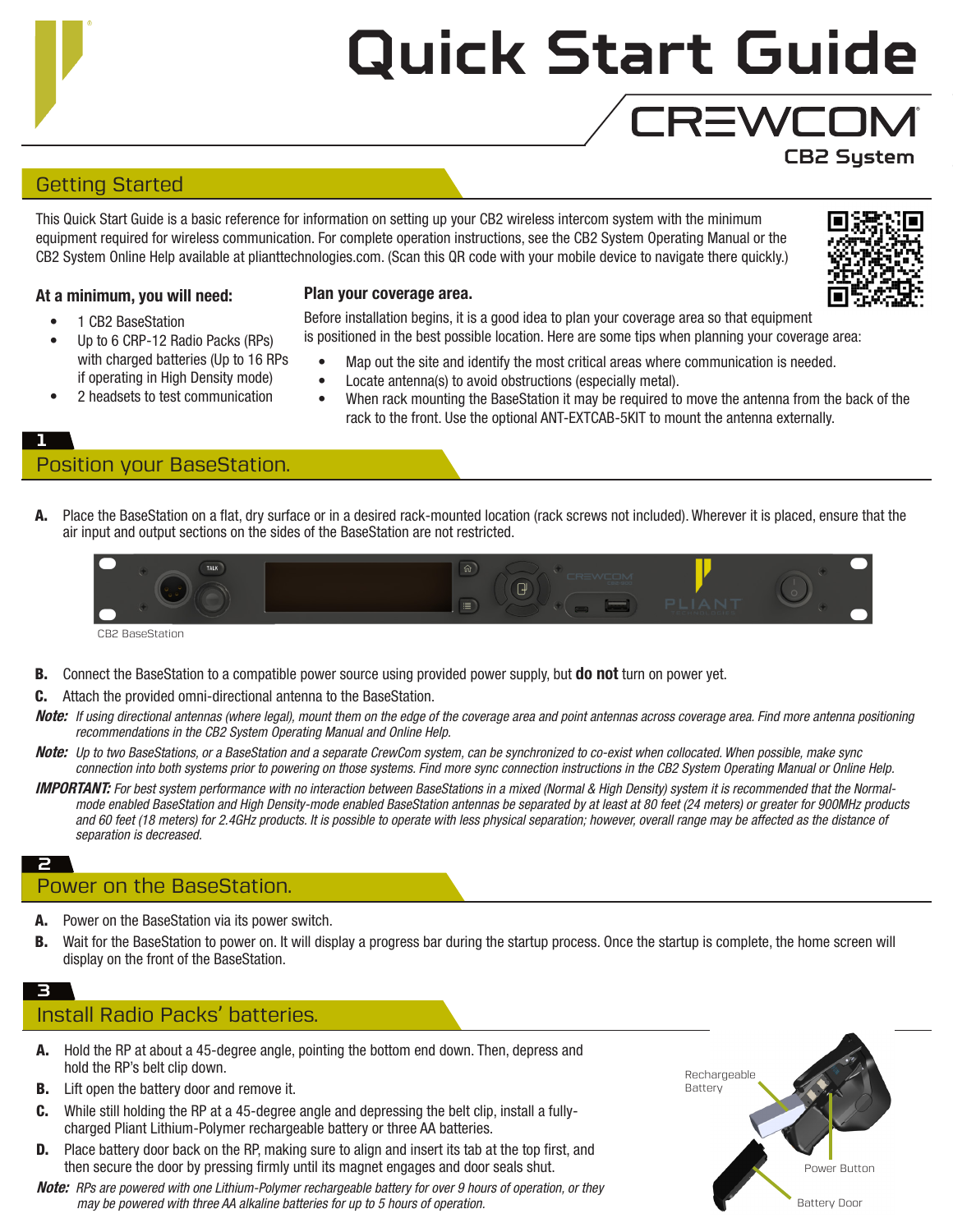# Quick Start Guide

## CREWCOM

### CB2 System

## Getting Started

This Quick Start Guide is a basic reference for information on setting up your CB2 wireless intercom system with the minimum equipment required for wireless communication. For complete operation instructions, see the CB2 System Operating Manual or the CB2 System Online Help available at plianttechnologies.com. (Scan this QR code with your mobile device to navigate there quickly.)

### At a minimum, you will need:

- 1 CB2 BaseStation
- Up to 6 CRP-12 Radio Packs (RPs) with charged batteries (Up to 16 RPs if operating in High Density mode)
- 2 headsets to test communication

### Plan your coverage area.

Before installation begins, it is a good idea to plan your coverage area so that equipment is positioned in the best possible location. Here are some tips when planning your coverage area:

- Map out the site and identify the most critical areas where communication is needed.
- Locate antenna(s) to avoid obstructions (especially metal).
- When rack mounting the BaseStation it may be required to move the antenna from the back of the rack to the front. Use the optional ANT-EXTCAB-5KIT to mount the antenna externally.

## 1 Position your BaseStation.

**A.** Place the BaseStation on a flat, dry surface or in a desired rack-mounted location (rack screws not included). Wherever it is placed, ensure that the air input and output sections on the sides of the BaseStation are not restricted.

CB2 BaseStation

**B.** Connect the BaseStation to a compatible power source using provided power supply, but **do not** turn on power yet.

**C.** Attach the provided omni-directional antenna to the BaseStation.

***Note:*** *If using directional antennas (where legal), mount them on the edge of the coverage area and point antennas across coverage area. Find more antenna positioning recommendations in the CB2 System Operating Manual and Online Help.*

***Note:*** *Up to two BaseStations, or a BaseStation and a separate CrewCom system, can be synchronized to co-exist when collocated. When possible, make sync connection into both systems prior to powering on those systems. Find more sync connection instructions in the CB2 System Operating Manual or Online Help.*

***IMPORTANT:*** *For best system performance with no interaction between BaseStations in a mixed (Normal & High Density) system it is recommended that the Normal-mode enabled BaseStation and High Density-mode enabled BaseStation antennas be separated by at least at 80 feet (24 meters) or greater for 900MHz products and 60 feet (18 meters) for 2.4GHz products. It is possible to operate with less physical separation; however, overall range may be affected as the distance of separation is decreased.*

## 2 Power on the BaseStation.

**A.** Power on the BaseStation via its power switch.

**B.** Wait for the BaseStation to power on. It will display a progress bar during the startup process. Once the startup is complete, the home screen will display on the front of the BaseStation.

## 3 Install Radio Packs' batteries.

**A.** Hold the RP at about a 45-degree angle, pointing the bottom end down. Then, depress and hold the RP's belt clip down.

**B.** Lift open the battery door and remove it.

**C.** While still holding the RP at a 45-degree angle and depressing the belt clip, install a fully-charged Pliant Lithium-Polymer rechargeable battery or three AA batteries.

**D.** Place battery door back on the RP, making sure to align and insert its tab at the top first, and then secure the door by pressing firmly until its magnet engages and door seals shut.

***Note:*** *RPs are powered with one Lithium-Polymer rechargeable battery for over 9 hours of operation, or they may be powered with three AA alkaline batteries for up to 5 hours of operation.*

Rechargeable Battery

Power Button

Battery Door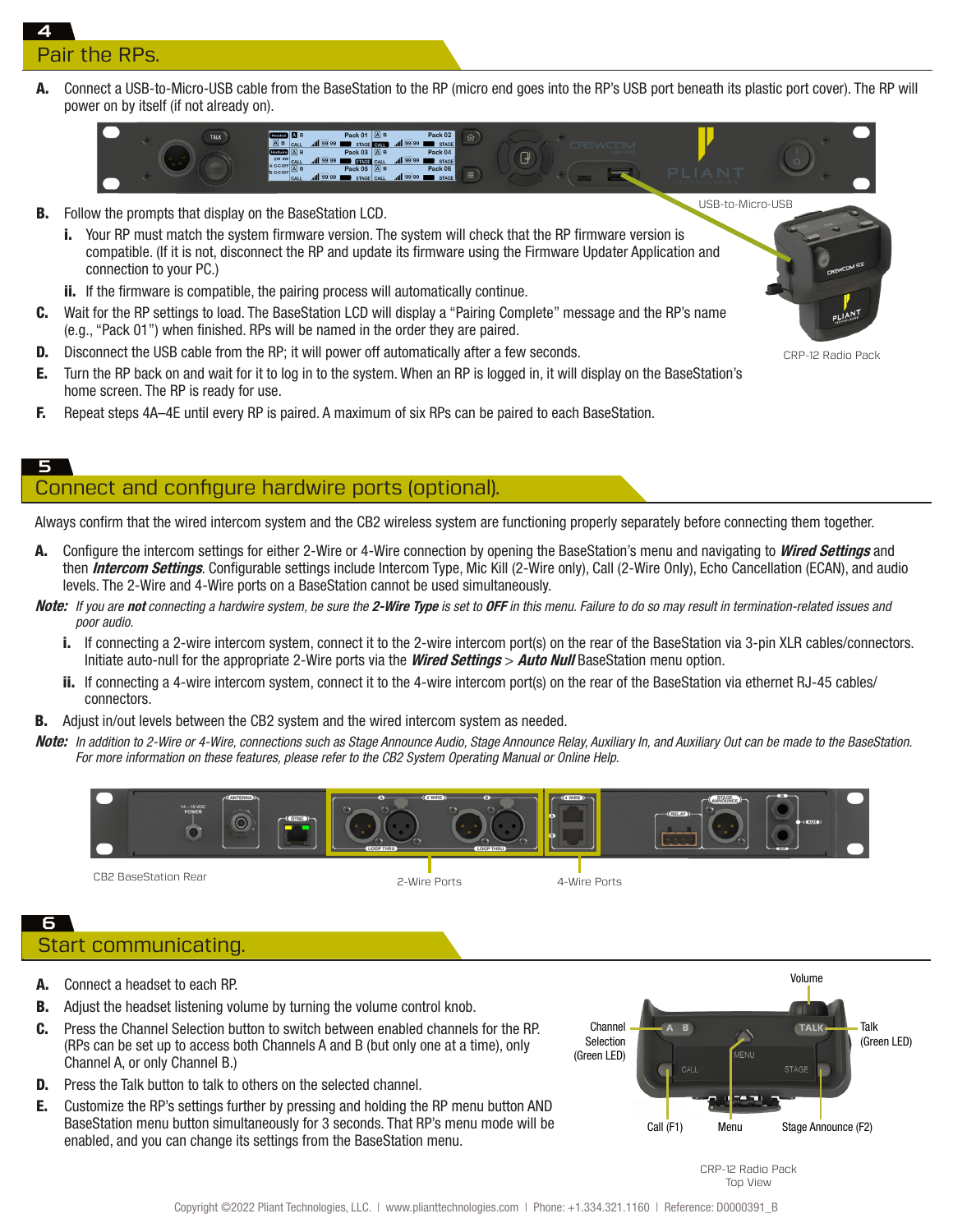## 4 Pair the RPs.

**A.** Connect a USB-to-Micro-USB cable from the BaseStation to the RP (micro end goes into the RP's USB port beneath its plastic port cover). The RP will power on by itself (if not already on).

USB-to-Micro-USB

CRP-12 Radio Pack

**B.** Follow the prompts that display on the BaseStation LCD.

**i.** Your RP must match the system firmware version. The system will check that the RP firmware version is compatible. (If it is not, disconnect the RP and update its firmware using the Firmware Updater Application and connection to your PC.)

**ii.** If the firmware is compatible, the pairing process will automatically continue.

**C.** Wait for the RP settings to load. The BaseStation LCD will display a "Pairing Complete" message and the RP's name (e.g., "Pack 01") when finished. RPs will be named in the order they are paired.

**D.** Disconnect the USB cable from the RP; it will power off automatically after a few seconds.

**E.** Turn the RP back on and wait for it to log in to the system. When an RP is logged in, it will display on the BaseStation's home screen. The RP is ready for use.

**F.** Repeat steps 4A–4E until every RP is paired. A maximum of six RPs can be paired to each BaseStation.

## 5 Connect and configure hardwire ports (optional).

Always confirm that the wired intercom system and the CB2 wireless system are functioning properly separately before connecting them together.

**A.** Configure the intercom settings for either 2-Wire or 4-Wire connection by opening the BaseStation's menu and navigating to ***Wired Settings*** and then ***Intercom Settings***. Configurable settings include Intercom Type, Mic Kill (2-Wire only), Call (2-Wire Only), Echo Cancellation (ECAN), and audio levels. The 2-Wire and 4-Wire ports on a BaseStation cannot be used simultaneously.

***Note:*** *If you are **not** connecting a hardwire system, be sure the **2-Wire Type** is set to **OFF** in this menu. Failure to do so may result in termination-related issues and poor audio.*

**i.** If connecting a 2-wire intercom system, connect it to the 2-wire intercom port(s) on the rear of the BaseStation via 3-pin XLR cables/connectors. Initiate auto-null for the appropriate 2-Wire ports via the ***Wired Settings*** > ***Auto Null*** BaseStation menu option.

**ii.** If connecting a 4-wire intercom system, connect it to the 4-wire intercom port(s) on the rear of the BaseStation via ethernet RJ-45 cables/connectors.

**B.** Adjust in/out levels between the CB2 system and the wired intercom system as needed.

***Note:*** *In addition to 2-Wire or 4-Wire, connections such as Stage Announce Audio, Stage Announce Relay, Auxiliary In, and Auxiliary Out can be made to the BaseStation. For more information on these features, please refer to the CB2 System Operating Manual or Online Help.*

CB2 BaseStation Rear

2-Wire Ports

4-Wire Ports

## 6 Start communicating.

**A.** Connect a headset to each RP.

**B.** Adjust the headset listening volume by turning the volume control knob.

**C.** Press the Channel Selection button to switch between enabled channels for the RP. (RPs can be set up to access both Channels A and B (but only one at a time), only Channel A, or only Channel B.)

**D.** Press the Talk button to talk to others on the selected channel.

**E.** Customize the RP's settings further by pressing and holding the RP menu button AND BaseStation menu button simultaneously for 3 seconds. That RP's menu mode will be enabled, and you can change its settings from the BaseStation menu.

Volume

Channel Selection (Green LED)

Talk (Green LED)

Call (F1)

Menu

Stage Announce (F2)

CRP-12 Radio Pack Top View

Copyright ©2022 Pliant Technologies, LLC. | www.plianttechnologies.com | Phone: +1.334.321.1160 | Reference: D0000391_B